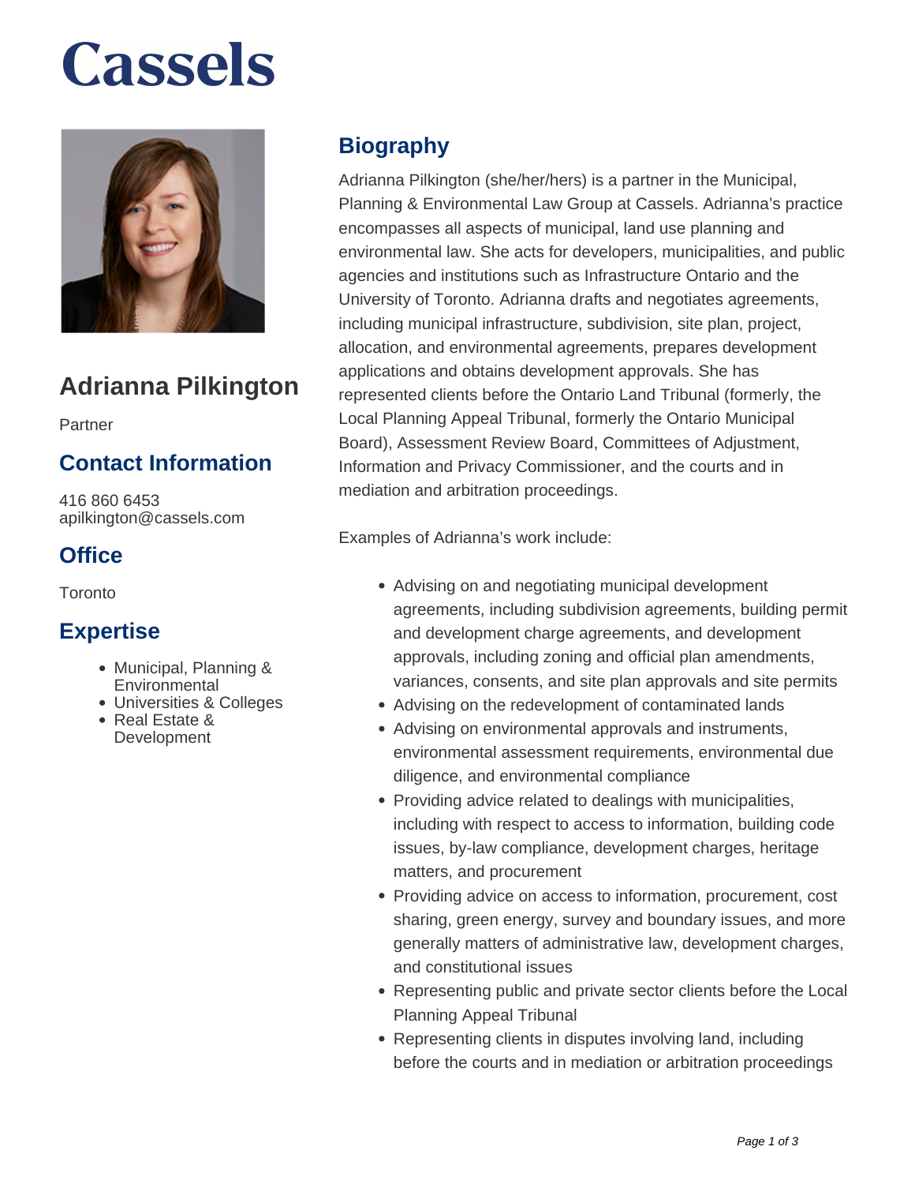# Cassels

## Adrianna Pilkington

Partner

### Contact Information

416 860 6453
apilkington@cassels.com

### Office

Toronto

### Expertise

- Municipal, Planning & Environmental
- Universities & Colleges
- Real Estate & Development

## Biography

Adrianna Pilkington (she/her/hers) is a partner in the Municipal, Planning & Environmental Law Group at Cassels. Adrianna's practice encompasses all aspects of municipal, land use planning and environmental law. She acts for developers, municipalities, and public agencies and institutions such as Infrastructure Ontario and the University of Toronto. Adrianna drafts and negotiates agreements, including municipal infrastructure, subdivision, site plan, project, allocation, and environmental agreements, prepares development applications and obtains development approvals. She has represented clients before the Ontario Land Tribunal (formerly, the Local Planning Appeal Tribunal, formerly the Ontario Municipal Board), Assessment Review Board, Committees of Adjustment, Information and Privacy Commissioner, and the courts and in mediation and arbitration proceedings.

Examples of Adrianna's work include:

- Advising on and negotiating municipal development agreements, including subdivision agreements, building permit and development charge agreements, and development approvals, including zoning and official plan amendments, variances, consents, and site plan approvals and site permits
- Advising on the redevelopment of contaminated lands
- Advising on environmental approvals and instruments, environmental assessment requirements, environmental due diligence, and environmental compliance
- Providing advice related to dealings with municipalities, including with respect to access to information, building code issues, by-law compliance, development charges, heritage matters, and procurement
- Providing advice on access to information, procurement, cost sharing, green energy, survey and boundary issues, and more generally matters of administrative law, development charges, and constitutional issues
- Representing public and private sector clients before the Local Planning Appeal Tribunal
- Representing clients in disputes involving land, including before the courts and in mediation or arbitration proceedings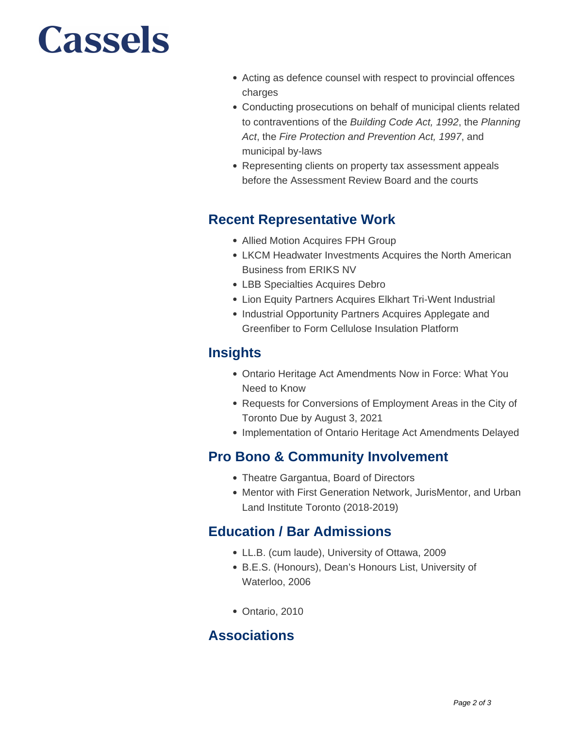- Acting as defence counsel with respect to provincial offences charges
- Conducting prosecutions on behalf of municipal clients related to contraventions of the *Building Code Act, 1992*, the *Planning Act*, the *Fire Protection and Prevention Act, 1997*, and municipal by-laws
- Representing clients on property tax assessment appeals before the Assessment Review Board and the courts

## Recent Representative Work

- Allied Motion Acquires FPH Group
- LKCM Headwater Investments Acquires the North American Business from ERIKS NV
- LBB Specialties Acquires Debro
- Lion Equity Partners Acquires Elkhart Tri-Went Industrial
- Industrial Opportunity Partners Acquires Applegate and Greenfiber to Form Cellulose Insulation Platform

## Insights

- Ontario Heritage Act Amendments Now in Force: What You Need to Know
- Requests for Conversions of Employment Areas in the City of Toronto Due by August 3, 2021
- Implementation of Ontario Heritage Act Amendments Delayed

## Pro Bono & Community Involvement

- Theatre Gargantua, Board of Directors
- Mentor with First Generation Network, JurisMentor, and Urban Land Institute Toronto (2018-2019)

## Education / Bar Admissions

- LL.B. (cum laude), University of Ottawa, 2009
- B.E.S. (Honours), Dean's Honours List, University of Waterloo, 2006

- Ontario, 2010

## Associations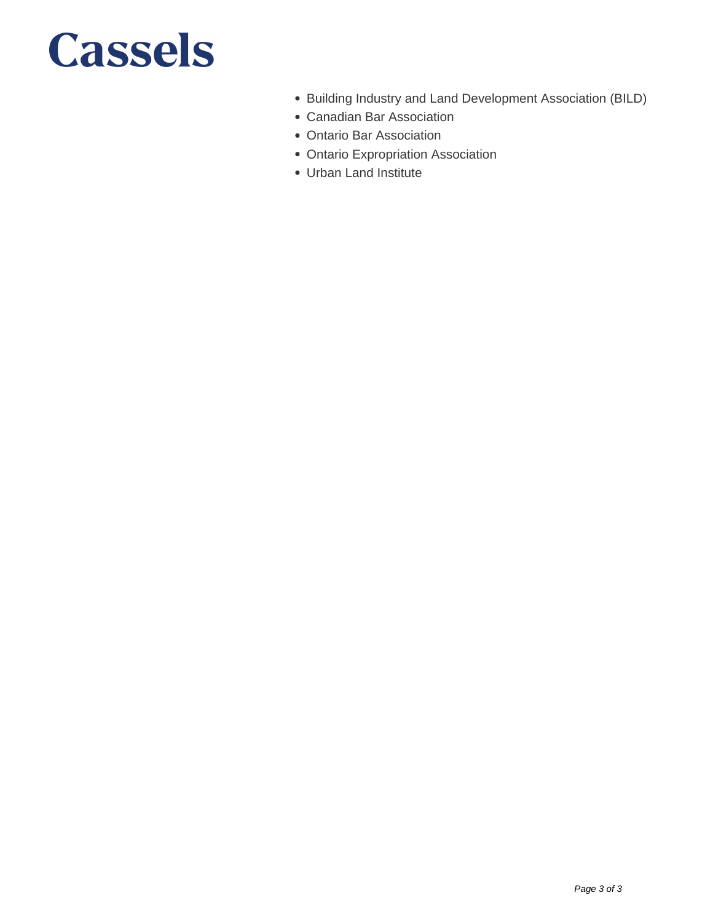- Building Industry and Land Development Association (BILD)
- Canadian Bar Association
- Ontario Bar Association
- Ontario Expropriation Association
- Urban Land Institute